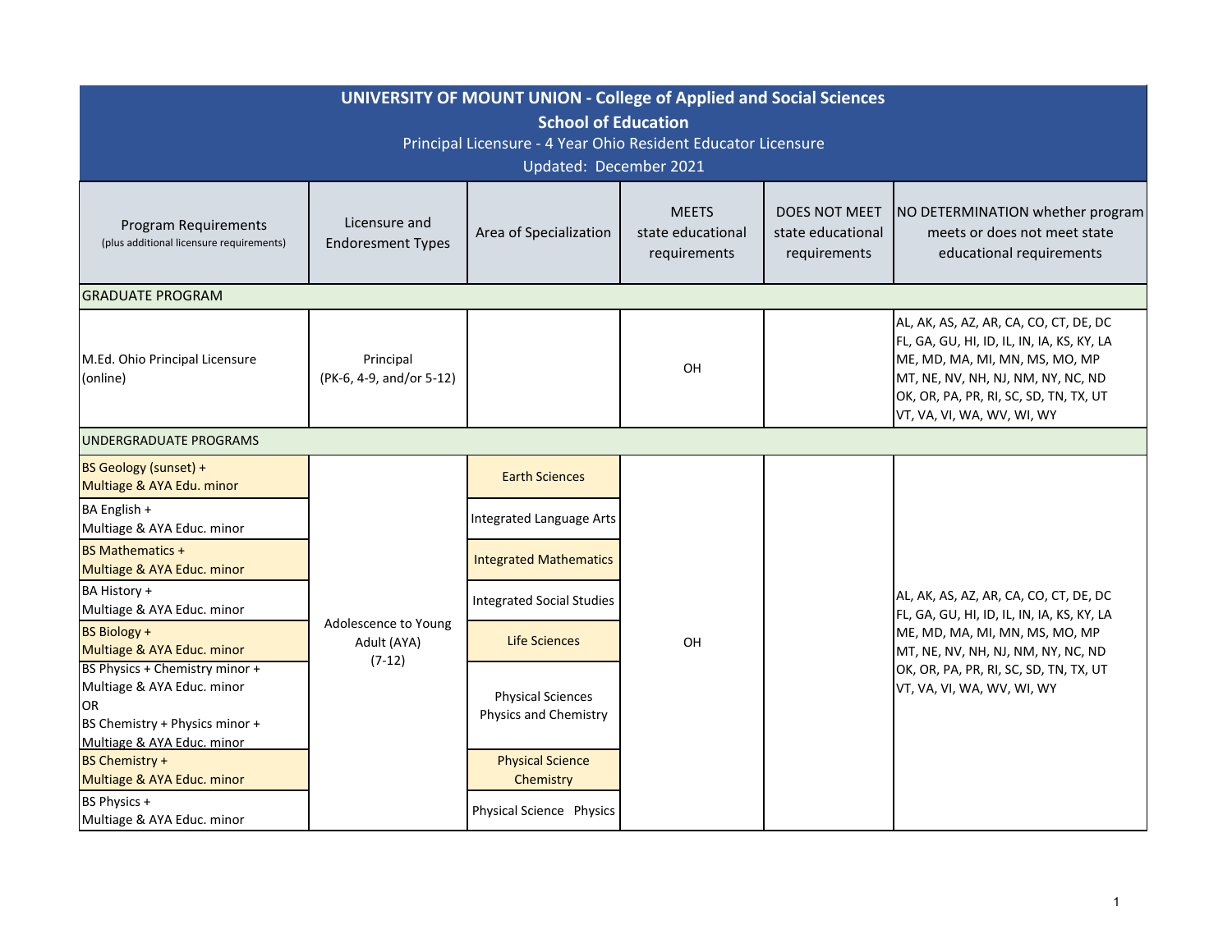# UNIVERSITY OF MOUNT UNION - College of Applied and Social Sciences

## School of Education

Principal Licensure - 4 Year Ohio Resident Educator Licensure

Updated: December 2021

| Program Requirements (plus additional licensure requirements) | Licensure and Endorsement Types | Area of Specialization | MEETS state educational requirements | DOES NOT MEET state educational requirements | NO DETERMINATION whether program meets or does not meet state educational requirements |
|---|---|---|---|---|---|
| **GRADUATE PROGRAM** | | | | | |
| M.Ed. Ohio Principal Licensure (online) | Principal (PK-6, 4-9, and/or 5-12) | | OH | | AL, AK, AS, AZ, AR, CA, CO, CT, DE, DC FL, GA, GU, HI, ID, IL, IN, IA, KS, KY, LA ME, MD, MA, MI, MN, MS, MO, MP MT, NE, NV, NH, NJ, NM, NY, NC, ND OK, OR, PA, PR, RI, SC, SD, TN, TX, UT VT, VA, VI, WA, WV, WI, WY |
| **UNDERGRADUATE PROGRAMS** | | | | | |
| BS Geology (sunset) + Multiage & AYA Edu. minor | Adolescence to Young Adult (AYA) (7-12) | Earth Sciences | OH | | AL, AK, AS, AZ, AR, CA, CO, CT, DE, DC FL, GA, GU, HI, ID, IL, IN, IA, KS, KY, LA ME, MD, MA, MI, MN, MS, MO, MP MT, NE, NV, NH, NJ, NM, NY, NC, ND OK, OR, PA, PR, RI, SC, SD, TN, TX, UT VT, VA, VI, WA, WV, WI, WY |
| BA English + Multiage & AYA Educ. minor | | Integrated Language Arts | | | |
| BS Mathematics + Multiage & AYA Educ. minor | | Integrated Mathematics | | | |
| BA History + Multiage & AYA Educ. minor | | Integrated Social Studies | | | |
| BS Biology + Multiage & AYA Educ. minor | | Life Sciences | | | |
| BS Physics + Chemistry minor + Multiage & AYA Educ. minor OR BS Chemistry + Physics minor + Multiage & AYA Educ. minor | | Physical Sciences Physics and Chemistry | | | |
| BS Chemistry + Multiage & AYA Educ. minor | | Physical Science Chemistry | | | |
| BS Physics + Multiage & AYA Educ. minor | | Physical Science Physics | | | |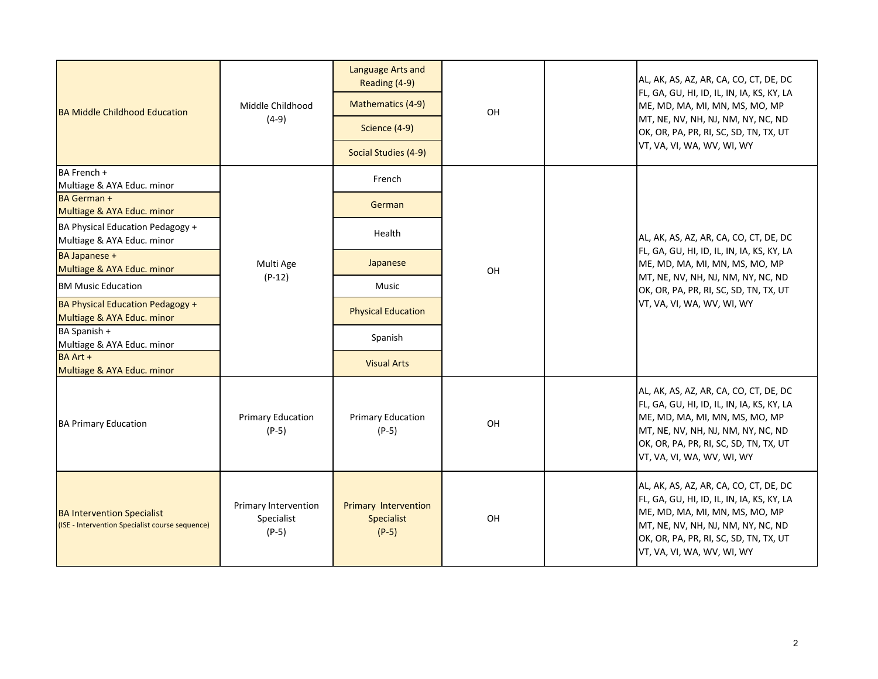| | | | | | |
|---|---|---|---|---|---|
| BA Middle Childhood Education | Middle Childhood (4-9) | Language Arts and Reading (4-9) | OH | | AL, AK, AS, AZ, AR, CA, CO, CT, DE, DC FL, GA, GU, HI, ID, IL, IN, IA, KS, KY, LA ME, MD, MA, MI, MN, MS, MO, MP MT, NE, NV, NH, NJ, NM, NY, NC, ND OK, OR, PA, PR, RI, SC, SD, TN, TX, UT VT, VA, VI, WA, WV, WI, WY |
| | | Mathematics (4-9) | | | |
| | | Science (4-9) | | | |
| | | Social Studies (4-9) | | | |
| BA French + Multiage & AYA Educ. minor | Multi Age (P-12) | French | OH | | AL, AK, AS, AZ, AR, CA, CO, CT, DE, DC FL, GA, GU, HI, ID, IL, IN, IA, KS, KY, LA ME, MD, MA, MI, MN, MS, MO, MP MT, NE, NV, NH, NJ, NM, NY, NC, ND OK, OR, PA, PR, RI, SC, SD, TN, TX, UT VT, VA, VI, WA, WV, WI, WY |
| BA German + Multiage & AYA Educ. minor | | German | | | |
| BA Physical Education Pedagogy + Multiage & AYA Educ. minor | | Health | | | |
| BA Japanese + Multiage & AYA Educ. minor | | Japanese | | | |
| BM Music Education | | Music | | | |
| BA Physical Education Pedagogy + Multiage & AYA Educ. minor | | Physical Education | | | |
| BA Spanish + Multiage & AYA Educ. minor | | Spanish | | | |
| BA Art + Multiage & AYA Educ. minor | | Visual Arts | | | |
| BA Primary Education | Primary Education (P-5) | Primary Education (P-5) | OH | | AL, AK, AS, AZ, AR, CA, CO, CT, DE, DC FL, GA, GU, HI, ID, IL, IN, IA, KS, KY, LA ME, MD, MA, MI, MN, MS, MO, MP MT, NE, NV, NH, NJ, NM, NY, NC, ND OK, OR, PA, PR, RI, SC, SD, TN, TX, UT VT, VA, VI, WA, WV, WI, WY |
| BA Intervention Specialist (ISE - Intervention Specialist course sequence) | Primary Intervention Specialist (P-5) | Primary Intervention Specialist (P-5) | OH | | AL, AK, AS, AZ, AR, CA, CO, CT, DE, DC FL, GA, GU, HI, ID, IL, IN, IA, KS, KY, LA ME, MD, MA, MI, MN, MS, MO, MP MT, NE, NV, NH, NJ, NM, NY, NC, ND OK, OR, PA, PR, RI, SC, SD, TN, TX, UT VT, VA, VI, WA, WV, WI, WY |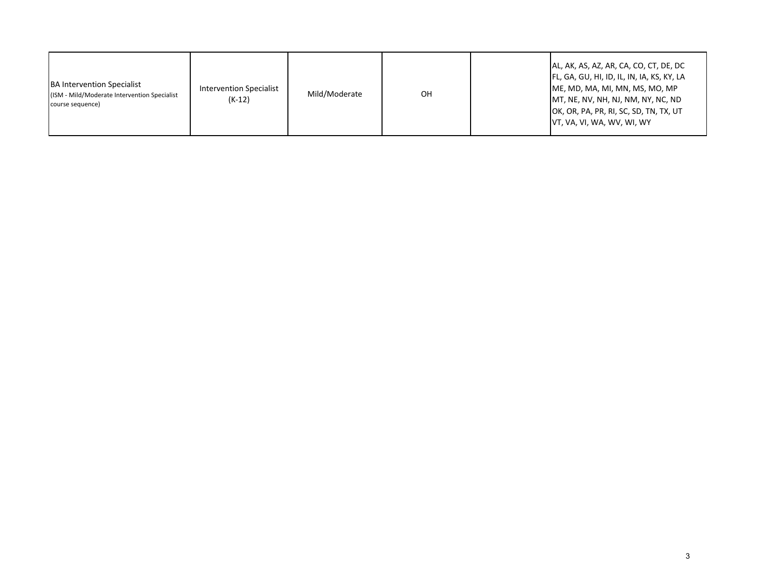| | | | | | |
|---|---|---|---|---|---|
| BA Intervention Specialist (ISM - Mild/Moderate Intervention Specialist course sequence) | Intervention Specialist (K-12) | Mild/Moderate | OH | | AL, AK, AS, AZ, AR, CA, CO, CT, DE, DC FL, GA, GU, HI, ID, IL, IN, IA, KS, KY, LA ME, MD, MA, MI, MN, MS, MO, MP MT, NE, NV, NH, NJ, NM, NY, NC, ND OK, OR, PA, PR, RI, SC, SD, TN, TX, UT VT, VA, VI, WA, WV, WI, WY |